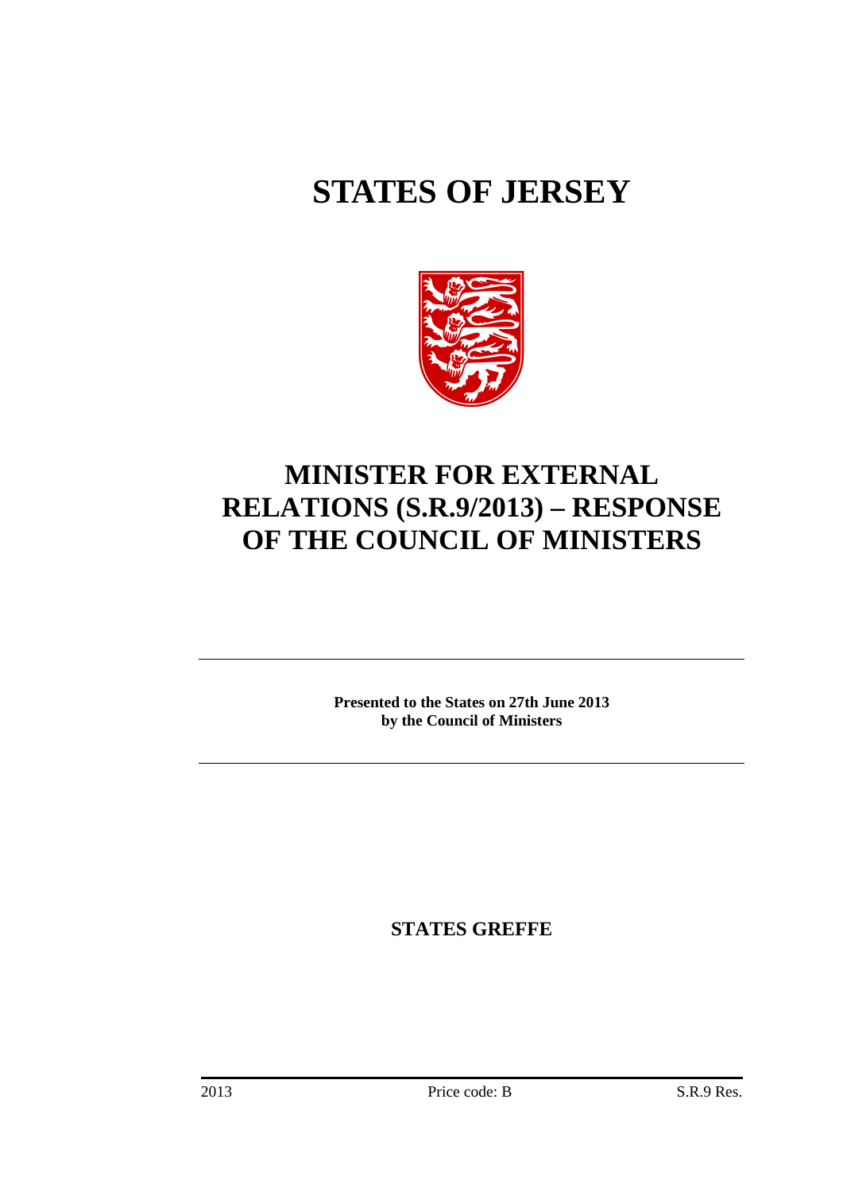# STATES OF JERSEY

# MINISTER FOR EXTERNAL RELATIONS (S.R.9/2013) – RESPONSE OF THE COUNCIL OF MINISTERS

**Presented to the States on 27th June 2013 by the Council of Ministers**

**STATES GREFFE**

2013 Price code: B S.R.9 Res.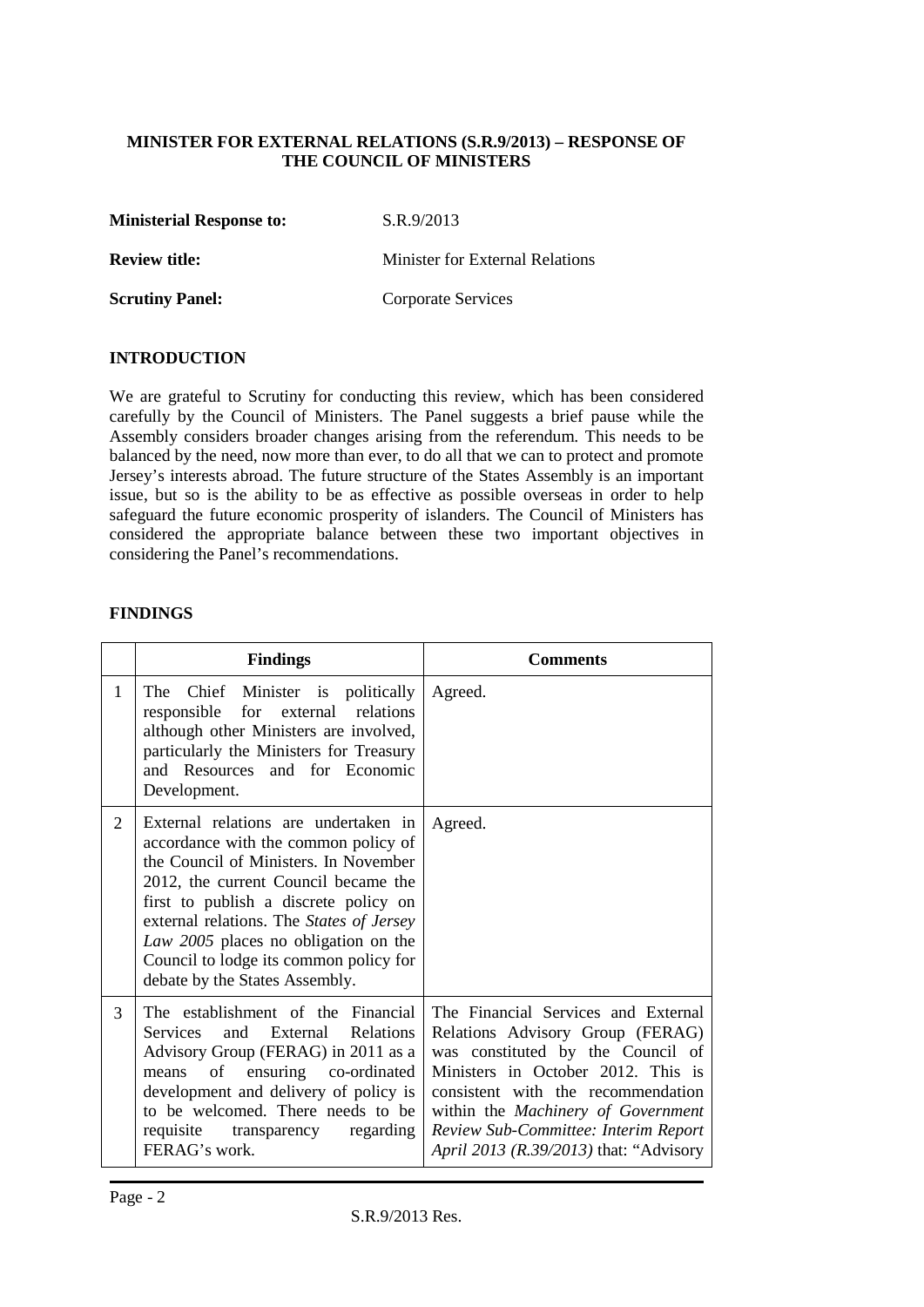**MINISTER FOR EXTERNAL RELATIONS (S.R.9/2013) – RESPONSE OF THE COUNCIL OF MINISTERS**

| | |
|---|---|
| **Ministerial Response to:** | S.R.9/2013 |
| **Review title:** | Minister for External Relations |
| **Scrutiny Panel:** | Corporate Services |

## INTRODUCTION

We are grateful to Scrutiny for conducting this review, which has been considered carefully by the Council of Ministers. The Panel suggests a brief pause while the Assembly considers broader changes arising from the referendum. This needs to be balanced by the need, now more than ever, to do all that we can to protect and promote Jersey's interests abroad. The future structure of the States Assembly is an important issue, but so is the ability to be as effective as possible overseas in order to help safeguard the future economic prosperity of islanders. The Council of Ministers has considered the appropriate balance between these two important objectives in considering the Panel's recommendations.

## FINDINGS

| | Findings | Comments |
|---|---|---|
| 1 | The Chief Minister is politically responsible for external relations although other Ministers are involved, particularly the Ministers for Treasury and Resources and for Economic Development. | Agreed. |
| 2 | External relations are undertaken in accordance with the common policy of the Council of Ministers. In November 2012, the current Council became the first to publish a discrete policy on external relations. The *States of Jersey Law 2005* places no obligation on the Council to lodge its common policy for debate by the States Assembly. | Agreed. |
| 3 | The establishment of the Financial Services and External Relations Advisory Group (FERAG) in 2011 as a means of ensuring co-ordinated development and delivery of policy is to be welcomed. There needs to be requisite transparency regarding FERAG's work. | The Financial Services and External Relations Advisory Group (FERAG) was constituted by the Council of Ministers in October 2012. This is consistent with the recommendation within the *Machinery of Government Review Sub-Committee: Interim Report April 2013 (R.39/2013)* that: "Advisory |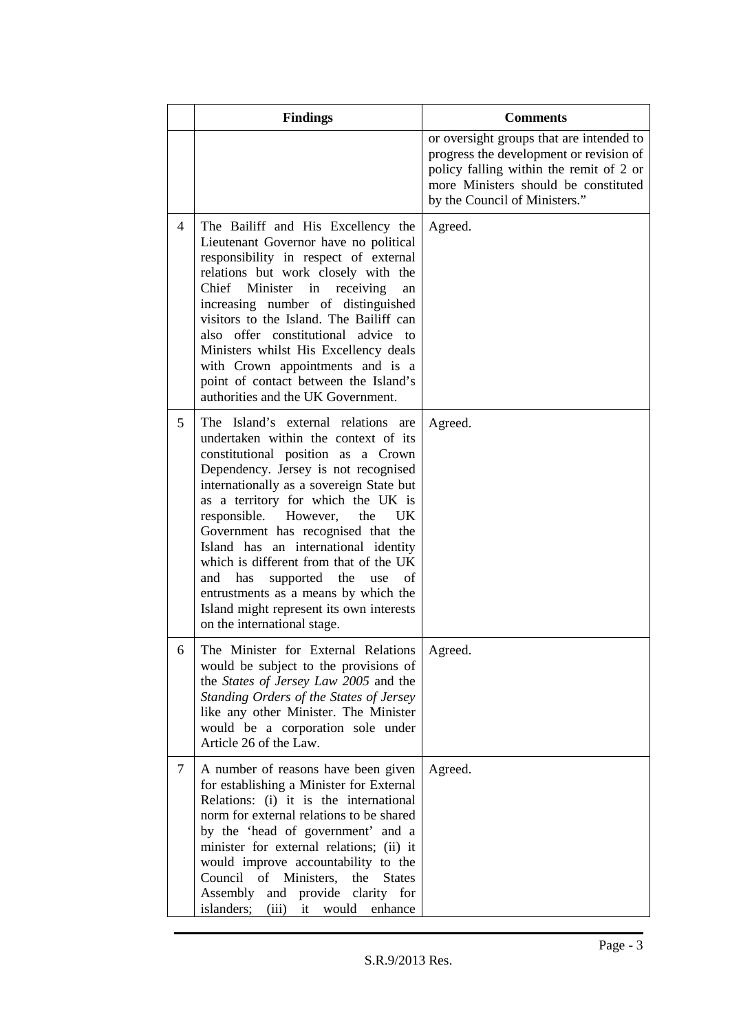| | Findings | Comments |
|---|---|---|
| | | or oversight groups that are intended to progress the development or revision of policy falling within the remit of 2 or more Ministers should be constituted by the Council of Ministers." |
| 4 | The Bailiff and His Excellency the Lieutenant Governor have no political responsibility in respect of external relations but work closely with the Chief Minister in receiving an increasing number of distinguished visitors to the Island. The Bailiff can also offer constitutional advice to Ministers whilst His Excellency deals with Crown appointments and is a point of contact between the Island's authorities and the UK Government. | Agreed. |
| 5 | The Island's external relations are undertaken within the context of its constitutional position as a Crown Dependency. Jersey is not recognised internationally as a sovereign State but as a territory for which the UK is responsible. However, the UK Government has recognised that the Island has an international identity which is different from that of the UK and has supported the use of entrustments as a means by which the Island might represent its own interests on the international stage. | Agreed. |
| 6 | The Minister for External Relations would be subject to the provisions of the *States of Jersey Law 2005* and the *Standing Orders of the States of Jersey* like any other Minister. The Minister would be a corporation sole under Article 26 of the Law. | Agreed. |
| 7 | A number of reasons have been given for establishing a Minister for External Relations: (i) it is the international norm for external relations to be shared by the 'head of government' and a minister for external relations; (ii) it would improve accountability to the Council of Ministers, the States Assembly and provide clarity for islanders; (iii) it would enhance | Agreed. |

S.R.9/2013 Res.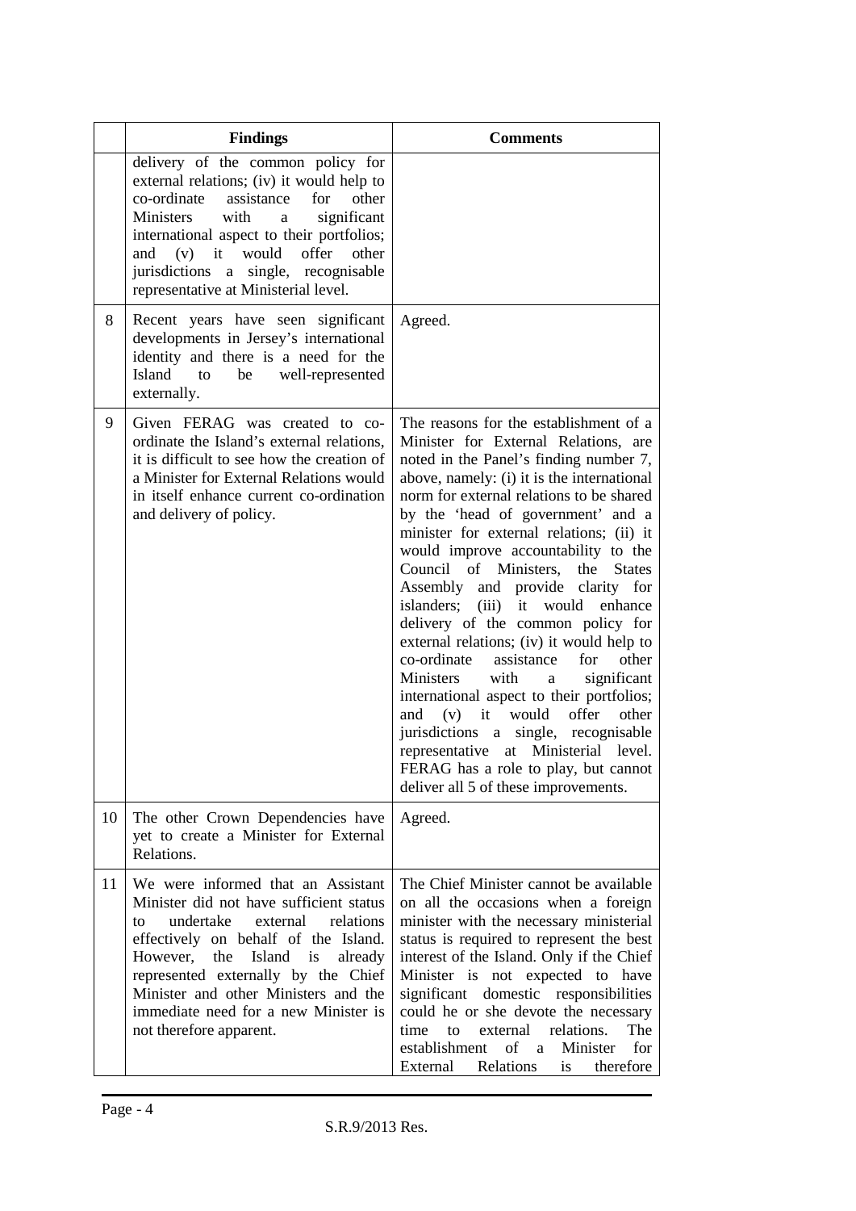| | Findings | Comments |
|---|---|---|
| | delivery of the common policy for external relations; (iv) it would help to co-ordinate assistance for other Ministers with a significant international aspect to their portfolios; and (v) it would offer other jurisdictions a single, recognisable representative at Ministerial level. | |
| 8 | Recent years have seen significant developments in Jersey's international identity and there is a need for the Island to be well-represented externally. | Agreed. |
| 9 | Given FERAG was created to co-ordinate the Island's external relations, it is difficult to see how the creation of a Minister for External Relations would in itself enhance current co-ordination and delivery of policy. | The reasons for the establishment of a Minister for External Relations, are noted in the Panel's finding number 7, above, namely: (i) it is the international norm for external relations to be shared by the 'head of government' and a minister for external relations; (ii) it would improve accountability to the Council of Ministers, the States Assembly and provide clarity for islanders; (iii) it would enhance delivery of the common policy for external relations; (iv) it would help to co-ordinate assistance for other Ministers with a significant international aspect to their portfolios; and (v) it would offer other jurisdictions a single, recognisable representative at Ministerial level. FERAG has a role to play, but cannot deliver all 5 of these improvements. |
| 10 | The other Crown Dependencies have yet to create a Minister for External Relations. | Agreed. |
| 11 | We were informed that an Assistant Minister did not have sufficient status to undertake external relations effectively on behalf of the Island. However, the Island is already represented externally by the Chief Minister and other Ministers and the immediate need for a new Minister is not therefore apparent. | The Chief Minister cannot be available on all the occasions when a foreign minister with the necessary ministerial status is required to represent the best interest of the Island. Only if the Chief Minister is not expected to have significant domestic responsibilities could he or she devote the necessary time to external relations. The establishment of a Minister for External Relations is therefore |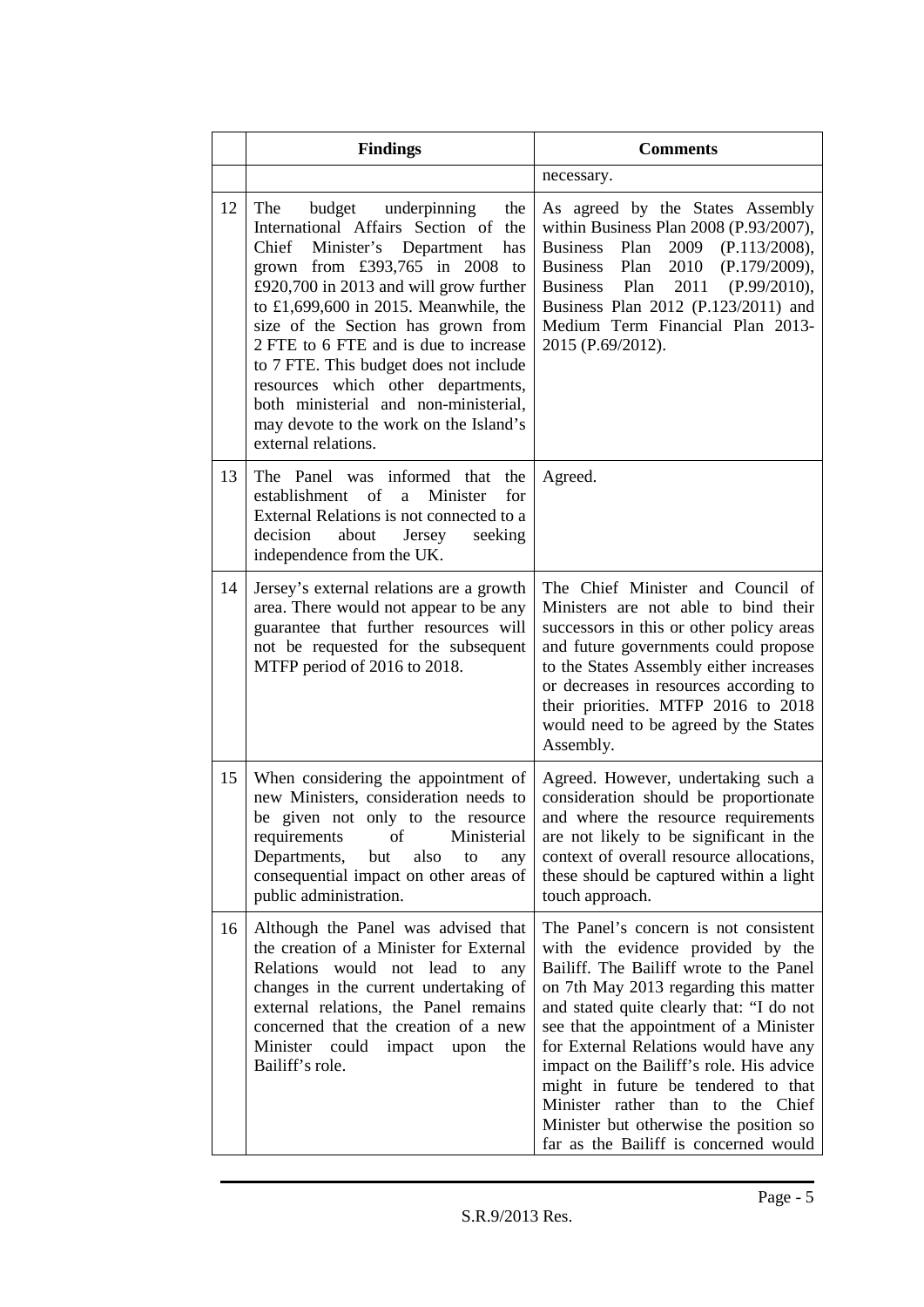| | Findings | Comments |
|---|---|---|
| | | necessary. |
| 12 | The budget underpinning the International Affairs Section of the Chief Minister's Department has grown from £393,765 in 2008 to £920,700 in 2013 and will grow further to £1,699,600 in 2015. Meanwhile, the size of the Section has grown from 2 FTE to 6 FTE and is due to increase to 7 FTE. This budget does not include resources which other departments, both ministerial and non-ministerial, may devote to the work on the Island's external relations. | As agreed by the States Assembly within Business Plan 2008 (P.93/2007), Business Plan 2009 (P.113/2008), Business Plan 2010 (P.179/2009), Business Plan 2011 (P.99/2010), Business Plan 2012 (P.123/2011) and Medium Term Financial Plan 2013-2015 (P.69/2012). |
| 13 | The Panel was informed that the establishment of a Minister for External Relations is not connected to a decision about Jersey seeking independence from the UK. | Agreed. |
| 14 | Jersey's external relations are a growth area. There would not appear to be any guarantee that further resources will not be requested for the subsequent MTFP period of 2016 to 2018. | The Chief Minister and Council of Ministers are not able to bind their successors in this or other policy areas and future governments could propose to the States Assembly either increases or decreases in resources according to their priorities. MTFP 2016 to 2018 would need to be agreed by the States Assembly. |
| 15 | When considering the appointment of new Ministers, consideration needs to be given not only to the resource requirements of Ministerial Departments, but also to any consequential impact on other areas of public administration. | Agreed. However, undertaking such a consideration should be proportionate and where the resource requirements are not likely to be significant in the context of overall resource allocations, these should be captured within a light touch approach. |
| 16 | Although the Panel was advised that the creation of a Minister for External Relations would not lead to any changes in the current undertaking of external relations, the Panel remains concerned that the creation of a new Minister could impact upon the Bailiff's role. | The Panel's concern is not consistent with the evidence provided by the Bailiff. The Bailiff wrote to the Panel on 7th May 2013 regarding this matter and stated quite clearly that: "I do not see that the appointment of a Minister for External Relations would have any impact on the Bailiff's role. His advice might in future be tendered to that Minister rather than to the Chief Minister but otherwise the position so far as the Bailiff is concerned would |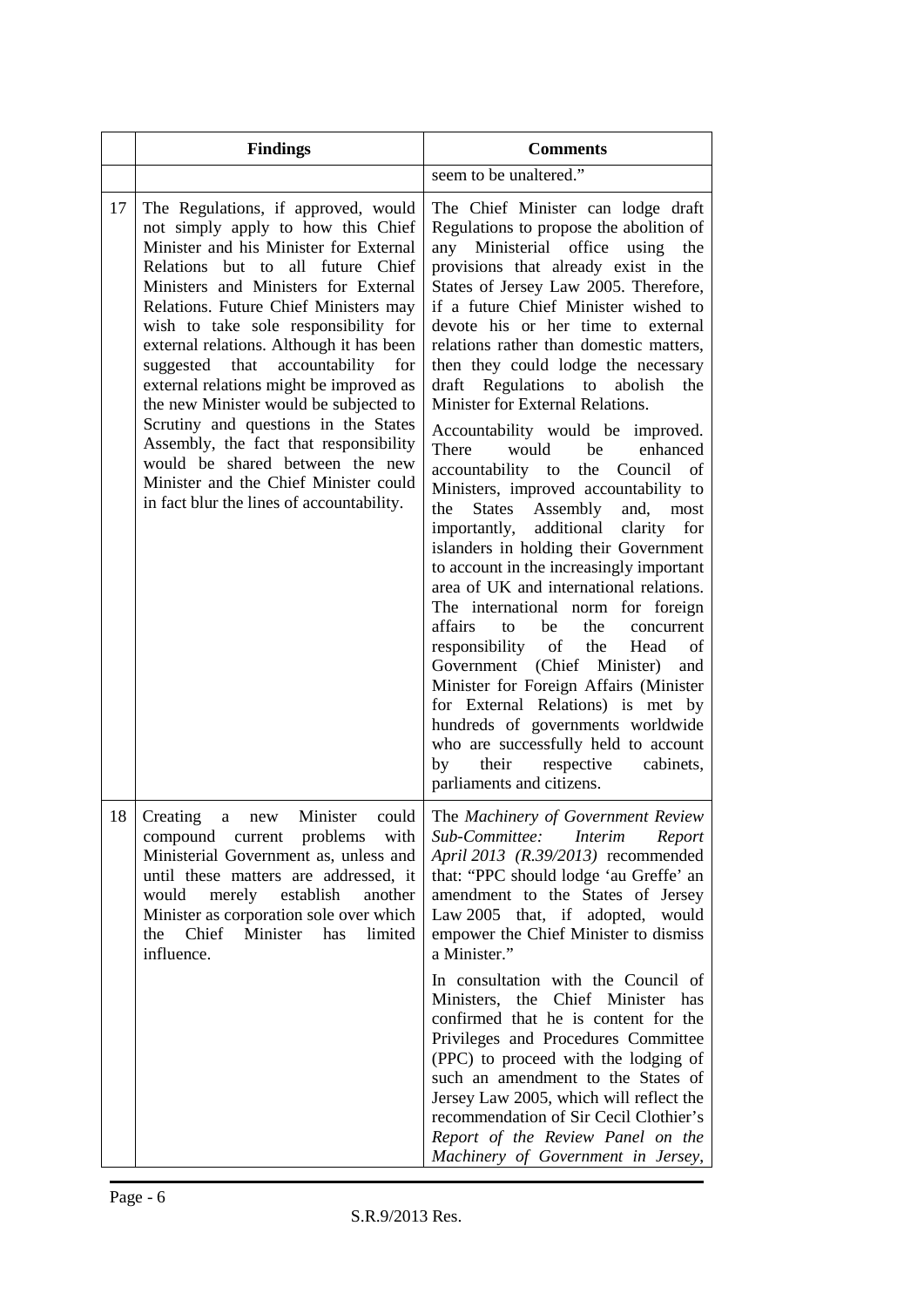| | Findings | Comments |
|---|---|---|
| | | seem to be unaltered." |
| 17 | The Regulations, if approved, would not simply apply to how this Chief Minister and his Minister for External Relations but to all future Chief Ministers and Ministers for External Relations. Future Chief Ministers may wish to take sole responsibility for external relations. Although it has been suggested that accountability for external relations might be improved as the new Minister would be subjected to Scrutiny and questions in the States Assembly, the fact that responsibility would be shared between the new Minister and the Chief Minister could in fact blur the lines of accountability. | The Chief Minister can lodge draft Regulations to propose the abolition of any Ministerial office using the provisions that already exist in the States of Jersey Law 2005. Therefore, if a future Chief Minister wished to devote his or her time to external relations rather than domestic matters, then they could lodge the necessary draft Regulations to abolish the Minister for External Relations.<br><br>Accountability would be improved. There would be enhanced accountability to the Council of Ministers, improved accountability to the States Assembly and, most importantly, additional clarity for islanders in holding their Government to account in the increasingly important area of UK and international relations. The international norm for foreign affairs to be the concurrent responsibility of the Head of Government (Chief Minister) and Minister for Foreign Affairs (Minister for External Relations) is met by hundreds of governments worldwide who are successfully held to account by their respective cabinets, parliaments and citizens. |
| 18 | Creating a new Minister could compound current problems with Ministerial Government as, unless and until these matters are addressed, it would merely establish another Minister as corporation sole over which the Chief Minister has limited influence. | The *Machinery of Government Review Sub-Committee: Interim Report April 2013 (R.39/2013)* recommended that: "PPC should lodge 'au Greffe' an amendment to the States of Jersey Law 2005 that, if adopted, would empower the Chief Minister to dismiss a Minister."<br><br>In consultation with the Council of Ministers, the Chief Minister has confirmed that he is content for the Privileges and Procedures Committee (PPC) to proceed with the lodging of such an amendment to the States of Jersey Law 2005, which will reflect the recommendation of Sir Cecil Clothier's *Report of the Review Panel on the Machinery of Government in Jersey,* |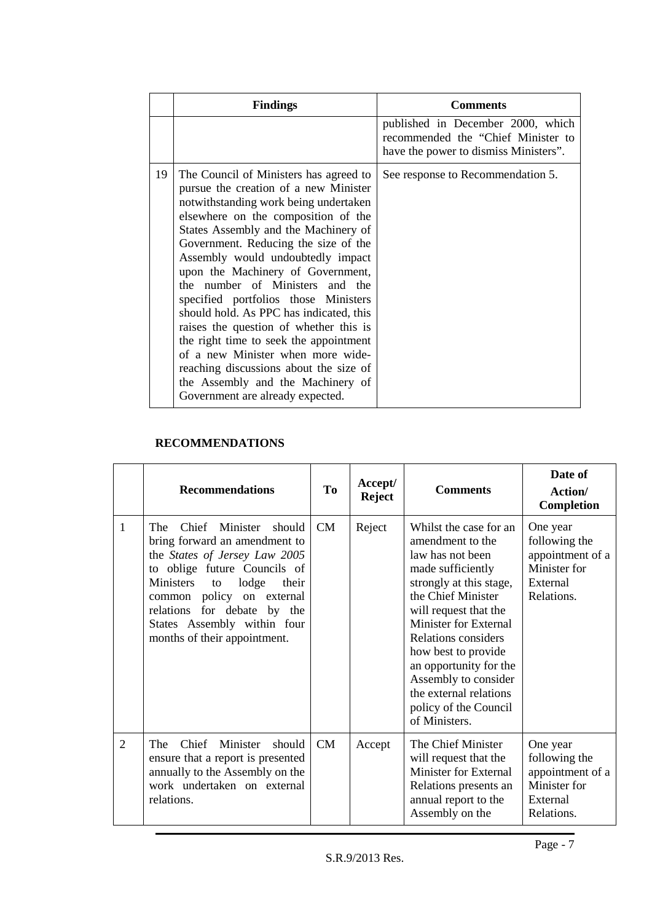|  | **Findings** | **Comments** |
|---|---|---|
|  |  | published in December 2000, which recommended the "Chief Minister to have the power to dismiss Ministers". |
| 19 | The Council of Ministers has agreed to pursue the creation of a new Minister notwithstanding work being undertaken elsewhere on the composition of the States Assembly and the Machinery of Government. Reducing the size of the Assembly would undoubtedly impact upon the Machinery of Government, the number of Ministers and the specified portfolios those Ministers should hold. As PPC has indicated, this raises the question of whether this is the right time to seek the appointment of a new Minister when more wide-reaching discussions about the size of the Assembly and the Machinery of Government are already expected. | See response to Recommendation 5. |

**RECOMMENDATIONS**

|  | **Recommendations** | **To** | **Accept/ Reject** | **Comments** | **Date of Action/ Completion** |
|---|---|---|---|---|---|
| 1 | The Chief Minister should bring forward an amendment to the *States of Jersey Law 2005* to oblige future Councils of Ministers to lodge their common policy on external relations for debate by the States Assembly within four months of their appointment. | CM | Reject | Whilst the case for an amendment to the law has not been made sufficiently strongly at this stage, the Chief Minister will request that the Minister for External Relations considers how best to provide an opportunity for the Assembly to consider the external relations policy of the Council of Ministers. | One year following the appointment of a Minister for External Relations. |
| 2 | The Chief Minister should ensure that a report is presented annually to the Assembly on the work undertaken on external relations. | CM | Accept | The Chief Minister will request that the Minister for External Relations presents an annual report to the Assembly on the | One year following the appointment of a Minister for External Relations. |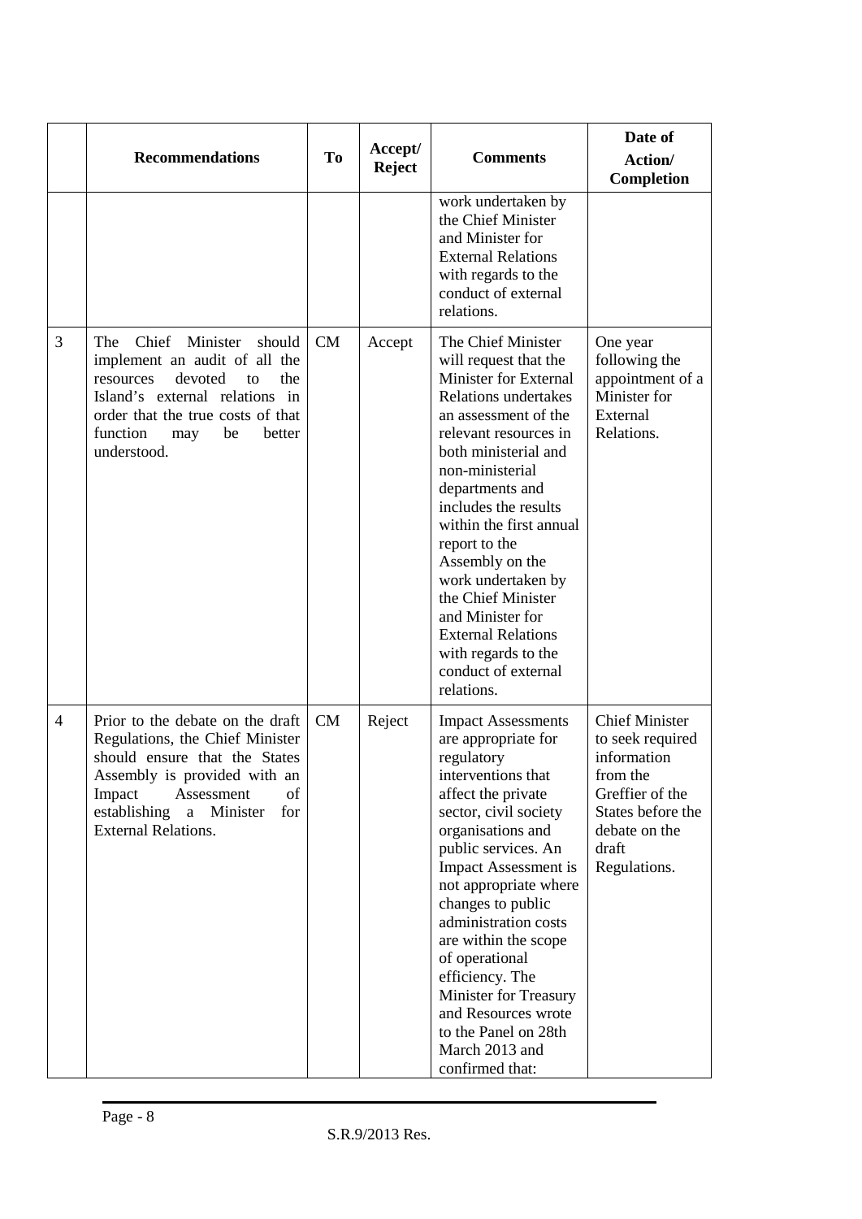| | Recommendations | To | Accept/ Reject | Comments | Date of Action/ Completion |
|---|---|---|---|---|---|
| | | | | work undertaken by the Chief Minister and Minister for External Relations with regards to the conduct of external relations. | |
| 3 | The Chief Minister should implement an audit of all the resources devoted to the Island's external relations in order that the true costs of that function may be better understood. | CM | Accept | The Chief Minister will request that the Minister for External Relations undertakes an assessment of the relevant resources in both ministerial and non-ministerial departments and includes the results within the first annual report to the Assembly on the work undertaken by the Chief Minister and Minister for External Relations with regards to the conduct of external relations. | One year following the appointment of a Minister for External Relations. |
| 4 | Prior to the debate on the draft Regulations, the Chief Minister should ensure that the States Assembly is provided with an Impact Assessment of establishing a Minister for External Relations. | CM | Reject | Impact Assessments are appropriate for regulatory interventions that affect the private sector, civil society organisations and public services. An Impact Assessment is not appropriate where changes to public administration costs are within the scope of operational efficiency. The Minister for Treasury and Resources wrote to the Panel on 28th March 2013 and confirmed that: | Chief Minister to seek required information from the Greffier of the States before the debate on the draft Regulations. |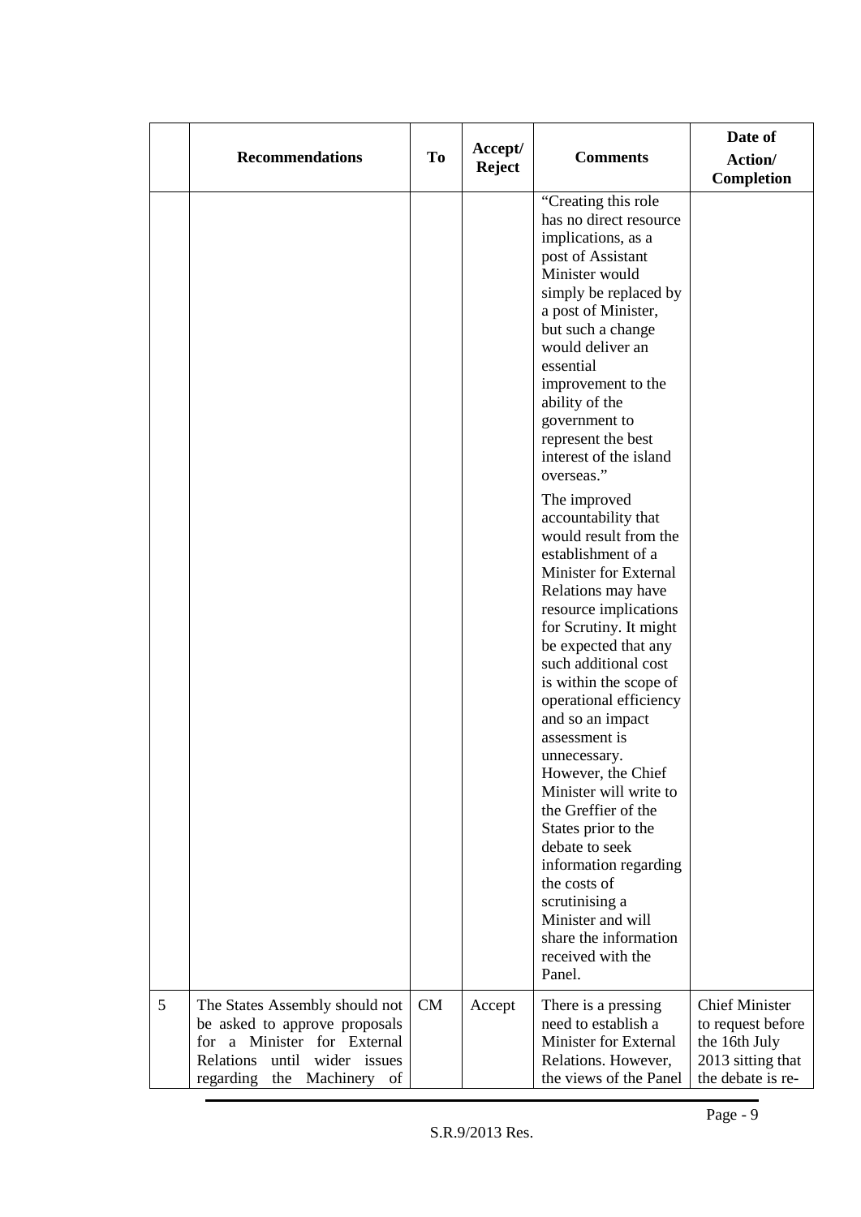|  | Recommendations | To | Accept/ Reject | Comments | Date of Action/ Completion |
|---|---|---|---|---|---|
|  |  |  |  | "Creating this role has no direct resource implications, as a post of Assistant Minister would simply be replaced by a post of Minister, but such a change would deliver an essential improvement to the ability of the government to represent the best interest of the island overseas." The improved accountability that would result from the establishment of a Minister for External Relations may have resource implications for Scrutiny. It might be expected that any such additional cost is within the scope of operational efficiency and so an impact assessment is unnecessary. However, the Chief Minister will write to the Greffier of the States prior to the debate to seek information regarding the costs of scrutinising a Minister and will share the information received with the Panel. |  |
| 5 | The States Assembly should not be asked to approve proposals for a Minister for External Relations until wider issues regarding the Machinery of | CM | Accept | There is a pressing need to establish a Minister for External Relations. However, the views of the Panel | Chief Minister to request before the 16th July 2013 sitting that the debate is re- |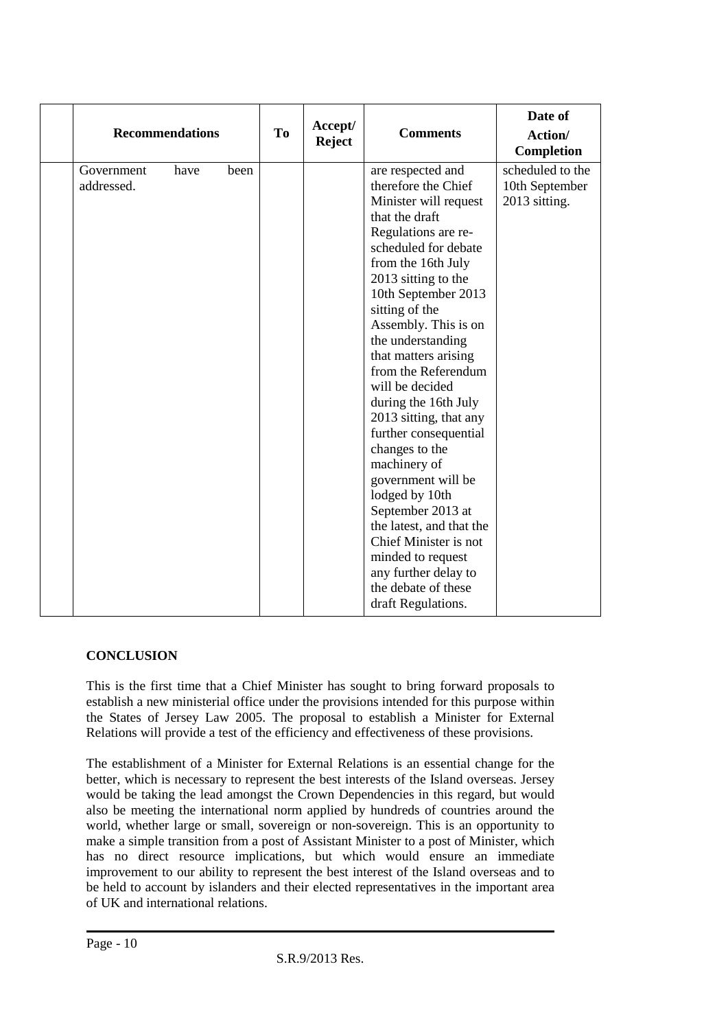| | Recommendations | To | Accept/ Reject | Comments | Date of Action/ Completion |
|---|---|---|---|---|---|
| | Government have been addressed. | | | are respected and therefore the Chief Minister will request that the draft Regulations are re-scheduled for debate from the 16th July 2013 sitting to the 10th September 2013 sitting of the Assembly. This is on the understanding that matters arising from the Referendum will be decided during the 16th July 2013 sitting, that any further consequential changes to the machinery of government will be lodged by 10th September 2013 at the latest, and that the Chief Minister is not minded to request any further delay to the debate of these draft Regulations. | scheduled to the 10th September 2013 sitting. |

**CONCLUSION**

This is the first time that a Chief Minister has sought to bring forward proposals to establish a new ministerial office under the provisions intended for this purpose within the States of Jersey Law 2005. The proposal to establish a Minister for External Relations will provide a test of the efficiency and effectiveness of these provisions.

The establishment of a Minister for External Relations is an essential change for the better, which is necessary to represent the best interests of the Island overseas. Jersey would be taking the lead amongst the Crown Dependencies in this regard, but would also be meeting the international norm applied by hundreds of countries around the world, whether large or small, sovereign or non-sovereign. This is an opportunity to make a simple transition from a post of Assistant Minister to a post of Minister, which has no direct resource implications, but which would ensure an immediate improvement to our ability to represent the best interest of the Island overseas and to be held to account by islanders and their elected representatives in the important area of UK and international relations.